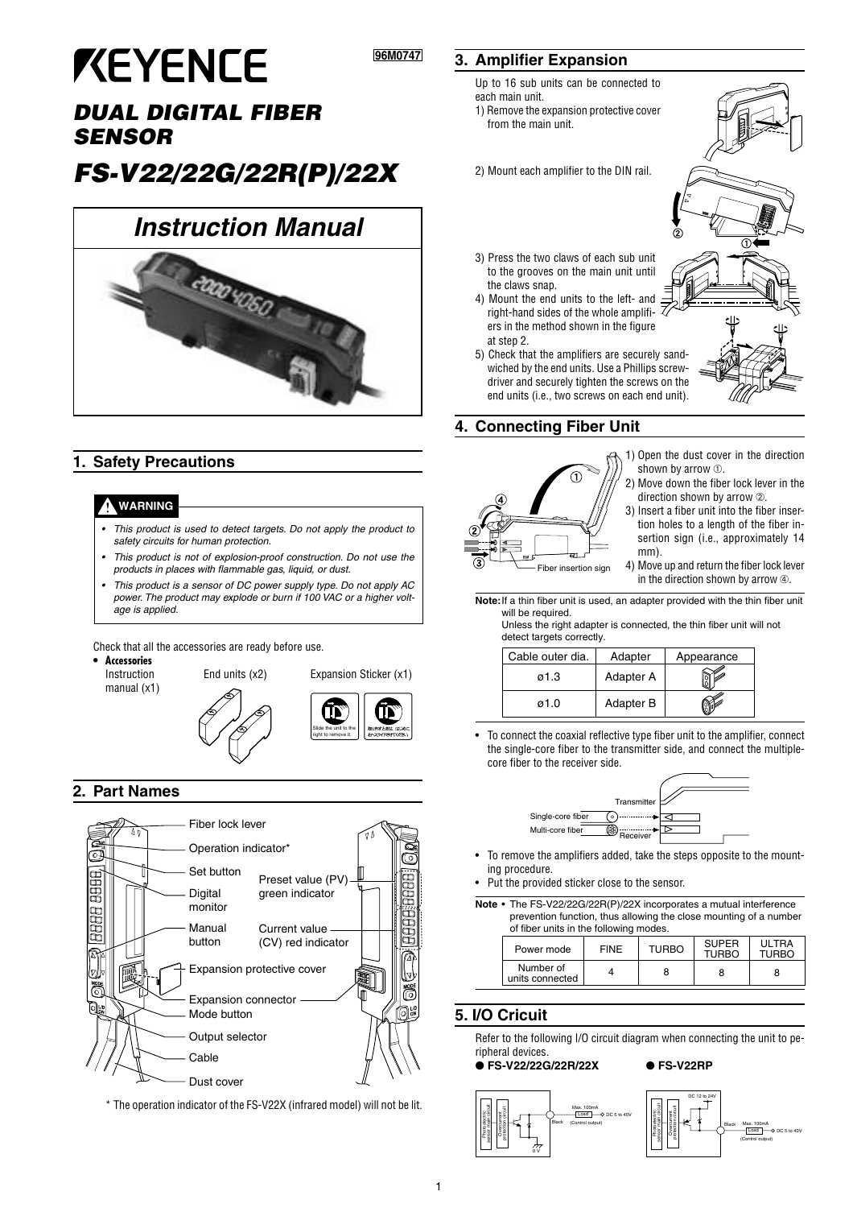KEYENCE

96M0747

# DUAL DIGITAL FIBER SENSOR

# FS-V22/22G/22R(P)/22X

## Instruction Manual

## 1. Safety Precautions

**WARNING**

- *This product is used to detect targets. Do not apply the product to safety circuits for human protection.*
- *This product is not of explosion-proof construction. Do not use the products in places with flammable gas, liquid, or dust.*
- *This product is a sensor of DC power supply type. Do not apply AC power. The product may explode or burn if 100 VAC or a higher voltage is applied.*

Check that all the accessories are ready before use.

- **Accessories**
  - Instruction manual (x1)
  - End units (x2)
  - Expansion Sticker (x1)

## 2. Part Names

- Fiber lock lever
- Operation indicator*
- Set button
- Digital monitor
- Manual button
- Preset value (PV) green indicator
- Current value (CV) red indicator
- Expansion protective cover
- Expansion connector
- Mode button
- Output selector
- Cable
- Dust cover

\* The operation indicator of the FS-V22X (infrared model) will not be lit.

## 3. Amplifier Expansion

Up to 16 sub units can be connected to each main unit.

1) Remove the expansion protective cover from the main unit.
2) Mount each amplifier to the DIN rail.
3) Press the two claws of each sub unit to the grooves on the main unit until the claws snap.
4) Mount the end units to the left- and right-hand sides of the whole amplifiers in the method shown in the figure at step 2.
5) Check that the amplifiers are securely sandwiched by the end units. Use a Phillips screwdriver and securely tighten the screws on the end units (i.e., two screws on each end unit).

## 4. Connecting Fiber Unit

1) Open the dust cover in the direction shown by arrow ①.
2) Move down the fiber lock lever in the direction shown by arrow ②.
3) Insert a fiber unit into the fiber insertion holes to a length of the fiber insertion sign (i.e., approximately 14 mm).
4) Move up and return the fiber lock lever in the direction shown by arrow ④.

Fiber insertion sign

**Note:** If a thin fiber unit is used, an adapter provided with the thin fiber unit will be required.
Unless the right adapter is connected, the thin fiber unit will not detect targets correctly.

| Cable outer dia. | Adapter | Appearance |
|---|---|---|
| ø1.3 | Adapter A | |
| ø1.0 | Adapter B | |

- To connect the coaxial reflective type fiber unit to the amplifier, connect the single-core fiber to the transmitter side, and connect the multiple-core fiber to the receiver side.

Transmitter / Single-core fiber / Multi-core fiber / Receiver

- To remove the amplifiers added, take the steps opposite to the mounting procedure.
- Put the provided sticker close to the sensor.

**Note** • The FS-V22/22G/22R(P)/22X incorporates a mutual interference prevention function, thus allowing the close mounting of a number of fiber units in the following modes.

| Power mode | FINE | TURBO | SUPER TURBO | ULTRA TURBO |
|---|---|---|---|---|
| Number of units connected | 4 | 8 | 8 | 8 |

## 5. I/O Cricuit

Refer to the following I/O circuit diagram when connecting the unit to peripheral devices.

- **FS-V22/22G/22R/22X**
- **FS-V22RP**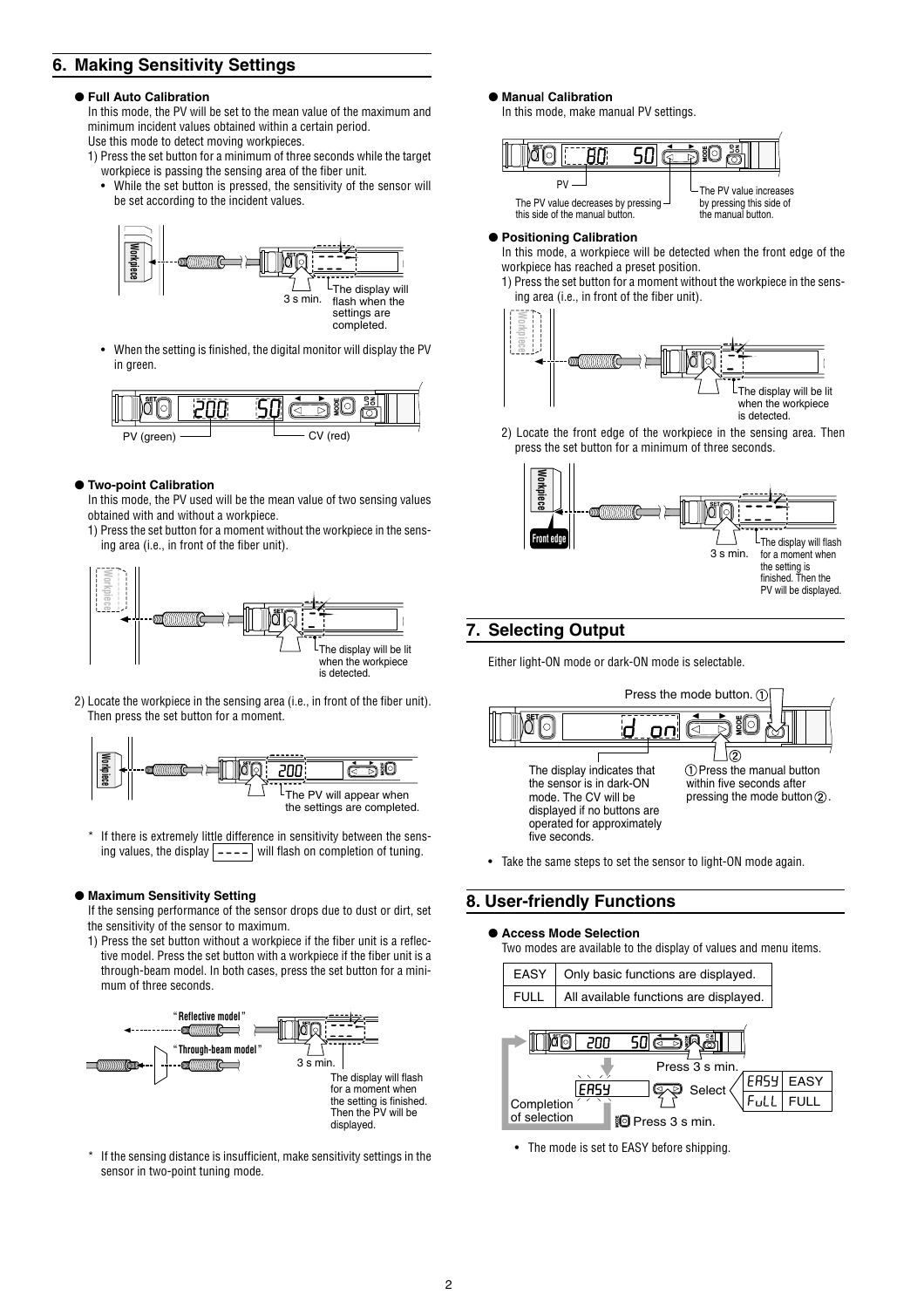## 6. Making Sensitivity Settings

### ● Full Auto Calibration

In this mode, the PV will be set to the mean value of the maximum and minimum incident values obtained within a certain period.
Use this mode to detect moving workpieces.

1) Press the set button for a minimum of three seconds while the target workpiece is passing the sensing area of the fiber unit.
   - While the set button is pressed, the sensitivity of the sensor will be set according to the incident values.

3 s min. The display will flash when the settings are completed.

   - When the setting is finished, the digital monitor will display the PV in green.

PV (green) CV (red)

### ● Two-point Calibration

In this mode, the PV used will be the mean value of two sensing values obtained with and without a workpiece.

1) Press the set button for a moment without the workpiece in the sensing area (i.e., in front of the fiber unit).

The display will be lit when the workpiece is detected.

2) Locate the workpiece in the sensing area (i.e., in front of the fiber unit). Then press the set button for a moment.

The PV will appear when the settings are completed.

\* If there is extremely little difference in sensitivity between the sensing values, the display ---- will flash on completion of tuning.

### ● Maximum Sensitivity Setting

If the sensing performance of the sensor drops due to dust or dirt, set the sensitivity of the sensor to maximum.

1) Press the set button without a workpiece if the fiber unit is a reflective model. Press the set button with a workpiece if the fiber unit is a through-beam model. In both cases, press the set button for a minimum of three seconds.

"Reflective model"
"Through-beam model"
3 s min. The display will flash for a moment when the setting is finished. Then the PV will be displayed.

\* If the sensing distance is insufficient, make sensitivity settings in the sensor in two-point tuning mode.

### ● Manual Calibration

In this mode, make manual PV settings.

PV
The PV value decreases by pressing this side of the manual button.
The PV value increases by pressing this side of the manual button.

### ● Positioning Calibration

In this mode, a workpiece will be detected when the front edge of the workpiece has reached a preset position.

1) Press the set button for a moment without the workpiece in the sensing area (i.e., in front of the fiber unit).

The display will be lit when the workpiece is detected.

2) Locate the front edge of the workpiece in the sensing area. Then press the set button for a minimum of three seconds.

Front edge
3 s min. The display will flash for a moment when the setting is finished. Then the PV will be displayed.

## 7. Selecting Output

Either light-ON mode or dark-ON mode is selectable.

Press the mode button. ①

The display indicates that the sensor is in dark-ON mode. The CV will be displayed if no buttons are operated for approximately five seconds.

① Press the manual button within five seconds after pressing the mode button ②.

- Take the same steps to set the sensor to light-ON mode again.

## 8. User-friendly Functions

### ● Access Mode Selection

Two modes are available to the display of values and menu items.

| EASY | Only basic functions are displayed. |
|---|---|
| FULL | All available functions are displayed. |

Press 3 s min.
Select

| EASY | EASY |
|---|---|
| FuLL | FULL |

Completion of selection
Press 3 s min.

- The mode is set to EASY before shipping.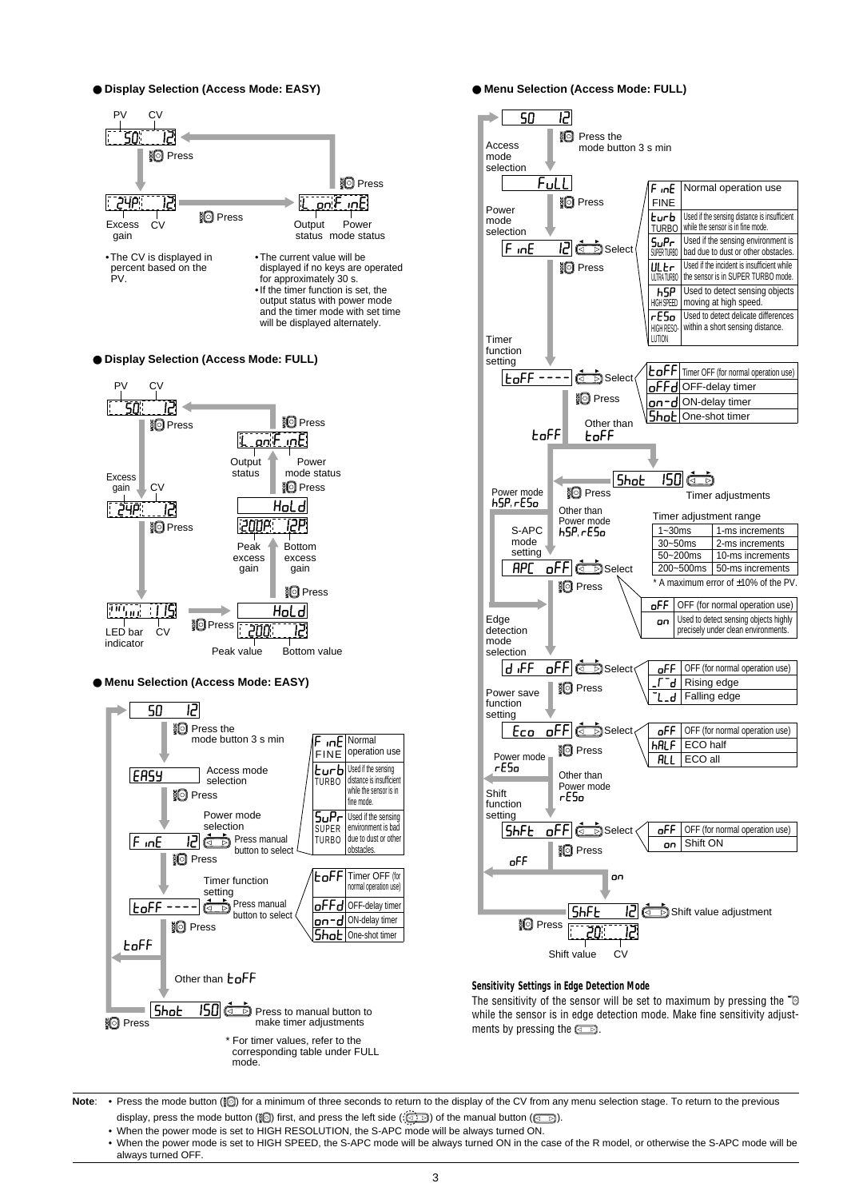## Display Selection (Access Mode: EASY)

PV / CV: 50 12 → Press (mode button) → Excess gain / CV: 24P 12 → Press (mode button) → Output status / Power mode status: L on F inE → Press (mode button) → back to PV / CV display.

- The CV is displayed in percent based on the PV.
- The current value will be displayed if no keys are operated for approximately 30 s.
- If the timer function is set, the output status with power mode and the timer mode with set time will be displayed alternately.

## Display Selection (Access Mode: FULL)

PV / CV: 50 12 → Press → Excess gain / CV: 24P 12 → Press → LED bar indicator / CV: 115 → Press → Peak value / Bottom value: 200 12 → Press → HoLd → Press → Peak excess gain / Bottom excess gain: 200P 12P → Press → HoLd → Press → Output status / Power mode status: L on F inE → Press → back to PV / CV display.

## Menu Selection (Access Mode: EASY)

- 50 12 → Press the mode button 3 s min
- Access mode selection: EASY → Press
- Power mode selection: F inE 12 → Press manual button to select → Press

| Display | Description |
|---|---|
| F inE (FINE) | Normal operation use |
| turb (TURBO) | Used if the sensing distance is insufficient while the sensor is in fine mode. |
| SuPr (SUPER TURBO) | Used if the sensing environment is bad due to dust or other obstacles. |

- Timer function setting: toFF ---- → Press manual button to select → Press

| Display | Description |
|---|---|
| toFF | Timer OFF (for normal operation use) |
| oFFd | OFF-delay timer |
| on-d | ON-delay timer |
| Shot | One-shot timer |

- toFF → back to start
- Other than toFF: Shot 150 → Press to manual button to make timer adjustments → Press

\* For timer values, refer to the corresponding table under FULL mode.

## Menu Selection (Access Mode: FULL)

- 50 12 → Press the mode button 3 s min
- Access mode selection: FuLL → Press
- Power mode selection: F inE 12 → Select → Press

| Display | Description |
|---|---|
| F inE (FINE) | Normal operation use |
| turb (TURBO) | Used if the sensing distance is insufficient while the sensor is in fine mode. |
| SuPr (SUPER TURBO) | Used if the sensing environment is bad due to dust or other obstacles. |
| ULtr (ULTRA TURBO) | Used if the incident is insufficient while the sensor is in SUPER TURBO mode. |
| hSP (HIGH SPEED) | Used to detect sensing objects moving at high speed. |
| rESo (HIGH RESOLUTION) | Used to detect delicate differences within a short sensing distance. |

- Timer function setting: toFF ---- → Select → Press

| Display | Description |
|---|---|
| toFF | Timer OFF (for normal operation use) |
| oFFd | OFF-delay timer |
| on-d | ON-delay timer |
| Shot | One-shot timer |

- Other than toFF: Shot 150 → Timer adjustments

| Timer adjustment range | |
|---|---|
| 1~30ms | 1-ms increments |
| 30~50ms | 2-ms increments |
| 50~200ms | 10-ms increments |
| 200~500ms | 50-ms increments |

\* A maximum error of ±10% of the PV.

- Power mode hSP, rESo → Press (skips to Edge detection mode selection)
- Other than Power mode hSP, rESo: S-APC mode setting: APC oFF → Select → Press

| Display | Description |
|---|---|
| oFF | OFF (for normal operation use) |
| on | Used to detect sensing objects highly precisely under clean environments. |

- Edge detection mode selection: d iFF oFF → Select → Press

| Display | Description |
|---|---|
| oFF | OFF (for normal operation use) |
| _┌‾d | Rising edge |
| ‾┐_d | Falling edge |

- Power save function setting: Eco oFF → Select → Press

| Display | Description |
|---|---|
| oFF | OFF (for normal operation use) |
| hALF | ECO half |
| ALL | ECO all |

- Power mode rESo → back to start
- Other than Power mode rESo: Shift function setting: ShFt oFF → Select → Press

| Display | Description |
|---|---|
| oFF | OFF (for normal operation use) |
| on | Shift ON |

- oFF → back to start
- on: ShFt 12 → Shift value adjustment → Press → Shift value / CV: 20 12

### Sensitivity Settings in Edge Detection Mode

The sensitivity of the sensor will be set to maximum by pressing the (mode button) while the sensor is in edge detection mode. Make fine sensitivity adjustments by pressing the (manual button).

**Note**:
- Press the mode button for a minimum of three seconds to return to the display of the CV from any menu selection stage. To return to the previous display, press the mode button first, and press the left side of the manual button.
- When the power mode is set to HIGH RESOLUTION, the S-APC mode will be always turned ON.
- When the power mode is set to HIGH SPEED, the S-APC mode will be always turned ON in the case of the R model, or otherwise the S-APC mode will be always turned OFF.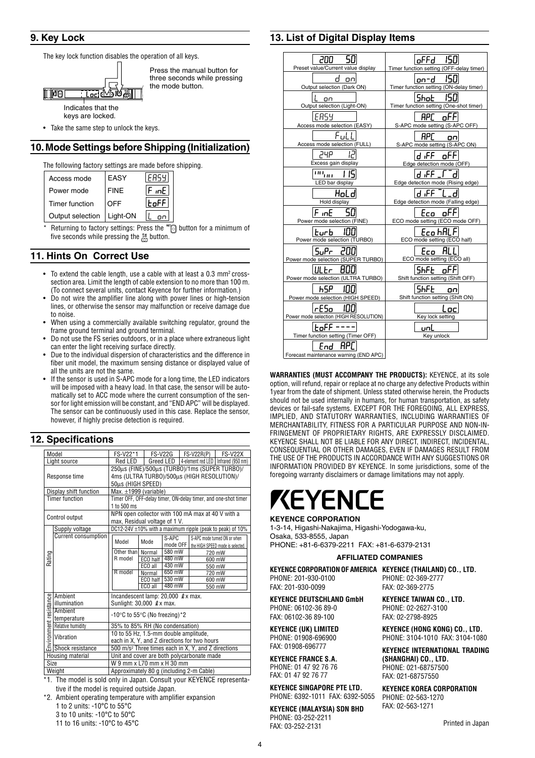## 9. Key Lock

The key lock function disables the operation of all keys.

Press the manual button for three seconds while pressing the mode button.

Loc

Indicates that the keys are locked.

- Take the same step to unlock the keys.

## 10. Mode Settings before Shipping (Initialization)

The following factory settings are made before shipping.

| | | |
|---|---|---|
| Access mode | EASY | EASY |
| Power mode | FINE | FinE |
| Timer function | OFF | toFF |
| Output selection | Light-ON | L on |

\* Returning to factory settings: Press the SET button for a minimum of five seconds while pressing the MODE button.

## 11. Hints On Correct Use

- To extend the cable length, use a cable with at least a 0.3 mm² cross-section area. Limit the length of cable extension to no more than 100 m. (To connect several units, contact Keyence for further information.)
- Do not wire the amplifier line along with power lines or high-tension lines, or otherwise the sensor may malfunction or receive damage due to noise.
- When using a commercially available switching regulator, ground the frame ground terminal and ground terminal.
- Do not use the FS series outdoors, or in a place where extraneous light can enter the light receiving surface directly.
- Due to the individual dispersion of characteristics and the difference in fiber unit model, the maximum sensing distance or displayed value of all the units are not the same.
- If the sensor is used in S-APC mode for a long time, the LED indicators will be imposed with a heavy load. In that case, the sensor will be automatically set to ACC mode where the current consumption of the sensor for light emission will be constant, and "END APC" will be displayed. The sensor can be continuously used in this case. Replace the sensor, however, if highly precise detection is required.

## 12. Specifications

| Model | | FS-V22*1 | FS-V22G | FS-V22R(P) | FS-V22X |
|---|---|---|---|---|---|
| Light source | | Red LED | Green LED | 4-element red LED | Infrared (950 nm) |
| Response time | | 250µs (FINE)/500µs (TURBO)/1ms (SUPER TURBO)/ 4ms (ULTRA TURBO)/500µs (HIGH RESOLUTION)/ 50µs (HIGH SPEED) | | | |
| Display shift function | | Max. ±1999 (variable) | | | |
| Timer function | | Timer OFF, OFF-delay timer, ON-delay timer, and one-shot timer 1 to 500 ms | | | |
| Control output | | NPN open collector with 100 mA max at 40 V with a max. Residual voltage of 1 V. | | | |
| Rating | Supply voltage | DC12-24V ±10% with a maximum ripple (peak to peak) of 10% | | | |
| | Current consumption | (see table below) | | | |
| Environment resistance | Ambient illumination | Incandescent lamp: 20,000 ℓx max. Sunlight: 30,000 ℓx max. | | | |
| | Ambient temperature | -10°C to 55°C (No freezing)*2 | | | |
| | Relative humidity | 35% to 85% RH (No condensation) | | | |
| | Vibration | 10 to 55 Hz, 1.5-mm double amplitude, each in X, Y, and Z directions for two hours | | | |
| | Shock resistance | 500 m/s² Three times each in X, Y, and Z directions | | | |
| Housing material | | Unit and cover are both polycarbonate made | | | |
| Size | | W 9 mm x L70 mm x H 30 mm | | | |
| Weight | | Approximately 80 g (including 2-m Cable) | | | |

Current consumption:

| Model | Mode | S-APC mode OFF | S-APC mode turned ON or when the HIGH SPEED mode is selected. |
|---|---|---|---|
| Other than R model | Normal | 580 mW | 720 mW |
| | ECO half | 480 mW | 600 mW |
| | ECO all | 430 mW | 550 mW |
| R model | Normal | 650 mW | 720 mW |
| | ECO half | 530 mW | 600 mW |
| | ECO all | 480 mW | 550 mW |

\*1. The model is sold only in Japan. Consult your KEYENCE representative if the model is required outside Japan.

\*2. Ambient operating temperature with amplifier expansion
1 to 2 units: -10°C to 55°C
3 to 10 units: -10°C to 50°C
11 to 16 units: -10°C to 45°C

## 13. List of Digital Display Items

| | |
|---|---|
| 200 50 — Preset value/Current value display | oFFd 150 — Timer function setting (OFF-delay timer) |
| d on — Output selection (Dark ON) | on-d 150 — Timer function setting (ON-delay timer) |
| L on — Output selection (Light-ON) | Shot 150 — Timer function setting (One-shot timer) |
| EASY — Access mode selection (EASY) | APC oFF — S-APC mode setting (S-APC OFF) |
| FuLL — Access mode selection (FULL) | APC on — S-APC mode setting (S-APC ON) |
| 24P 12 — Excess gain display | diFF oFF — Edge detection mode (OFF) |
| 115 — LED bar display | diFF — Edge detection mode (Rising edge) |
| HoLd — Hold display | diFF — Edge detection mode (Falling edge) |
| FinE 50 — Power mode selection (FINE) | Eco oFF — ECO mode setting (ECO mode OFF) |
| turb 100 — Power mode selection (TURBO) | Eco hALF — ECO mode setting (ECO half) |
| SuPr 200 — Power mode selection (SUPER TURBO) | Eco ALL — ECO mode setting (ECO all) |
| ULtr 800 — Power mode selection (ULTRA TURBO) | ShFt oFF — Shift function setting (Shift OFF) |
| hSP 100 — Power mode selection (HIGH SPEED) | ShFt on — Shift function setting (Shift ON) |
| rESo 100 — Power mode selection (HIGH RESOLUTION) | Loc — Key lock setting |
| toFF ---- — Timer function setting (Timer OFF) | unL — Key unlock |
| End APC — Forecast maintenance warning (END APC) | |

**WARRANTIES (MUST ACCOMPANY THE PRODUCTS):** KEYENCE, at its sole option, will refund, repair or replace at no charge any defective Products within 1year from the date of shipment. Unless stated otherwise herein, the Products should not be used internally in humans, for human transportation, as safety devices or fail-safe systems. EXCEPT FOR THE FOREGOING, ALL EXPRESS, IMPLIED, AND STATUTORY WARRANTIES, INCLUDING WARRANTIES OF MERCHANTABILITY, FITNESS FOR A PARTICULAR PURPOSE AND NON-INFRINGEMENT OF PROPRIETARY RIGHTS, ARE EXPRESSLY DISCLAIMED. KEYENCE SHALL NOT BE LIABLE FOR ANY DIRECT, INDIRECT, INCIDENTAL, CONSEQUENTIAL OR OTHER DAMAGES, EVEN IF DAMAGES RESULT FROM THE USE OF THE PRODUCTS IN ACCORDANCE WITH ANY SUGGESTIONS OR INFORMATION PROVIDED BY KEYENCE. In some jurisdictions, some of the foregoing warranty disclaimers or damage limitations may not apply.

KEYENCE

**KEYENCE CORPORATION**
1-3-14, Higashi-Nakajima, Higashi-Yodogawa-ku, Osaka, 533-8555, Japan
PHONE: +81-6-6379-2211 FAX: +81-6-6379-2131

**AFFILIATED COMPANIES**

**KEYENCE CORPORATION OF AMERICA**
PHONE: 201-930-0100
FAX: 201-930-0099

**KEYENCE DEUTSCHLAND GmbH**
PHONE: 06102-36 89-0
FAX: 06102-36 89-100

**KEYENCE (UK) LIMITED**
PHONE: 01908-696900
FAX: 01908-696777

**KEYENCE FRANCE S.A.**
PHONE: 01 47 92 76 76
FAX: 01 47 92 76 77

**KEYENCE SINGAPORE PTE LTD.**
PHONE: 6392-1011 FAX: 6392-5055

**KEYENCE (MALAYSIA) SDN BHD**
PHONE: 03-252-2211
FAX: 03-252-2131

**KEYENCE (THAILAND) CO., LTD.**
PHONE: 02-369-2777
FAX: 02-369-2775

**KEYENCE TAIWAN CO., LTD.**
PHONE: 02-2627-3100
FAX: 02-2798-8925

**KEYENCE (HONG KONG) CO., LTD.**
PHONE: 3104-1010 FAX: 3104-1080

**KEYENCE INTERNATIONAL TRADING (SHANGHAI) CO., LTD.**
PHONE: 021-68757500
FAX: 021-68757550

**KEYENCE KOREA CORPORATION**
PHONE: 02-563-1270
FAX: 02-563-1271

Printed in Japan